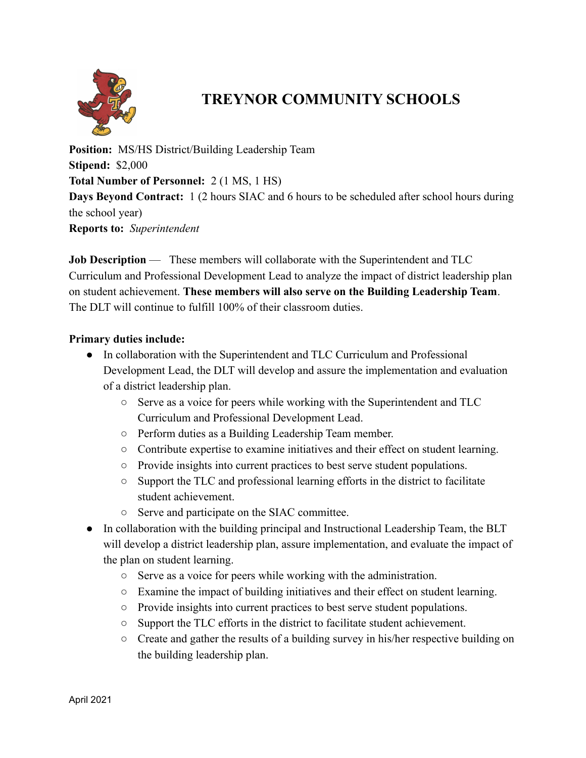# TREYNOR COMMUNITY SCHOOLS

**Position:** MS/HS District/Building Leadership Team
**Stipend:** $2,000
**Total Number of Personnel:** 2 (1 MS, 1 HS)
**Days Beyond Contract:** 1 (2 hours SIAC and 6 hours to be scheduled after school hours during the school year)
**Reports to:** *Superintendent*

**Job Description** — These members will collaborate with the Superintendent and TLC Curriculum and Professional Development Lead to analyze the impact of district leadership plan on student achievement. **These members will also serve on the Building Leadership Team**. The DLT will continue to fulfill 100% of their classroom duties.

**Primary duties include:**

- In collaboration with the Superintendent and TLC Curriculum and Professional Development Lead, the DLT will develop and assure the implementation and evaluation of a district leadership plan.
  - Serve as a voice for peers while working with the Superintendent and TLC Curriculum and Professional Development Lead.
  - Perform duties as a Building Leadership Team member.
  - Contribute expertise to examine initiatives and their effect on student learning.
  - Provide insights into current practices to best serve student populations.
  - Support the TLC and professional learning efforts in the district to facilitate student achievement.
  - Serve and participate on the SIAC committee.
- In collaboration with the building principal and Instructional Leadership Team, the BLT will develop a district leadership plan, assure implementation, and evaluate the impact of the plan on student learning.
  - Serve as a voice for peers while working with the administration.
  - Examine the impact of building initiatives and their effect on student learning.
  - Provide insights into current practices to best serve student populations.
  - Support the TLC efforts in the district to facilitate student achievement.
  - Create and gather the results of a building survey in his/her respective building on the building leadership plan.

April 2021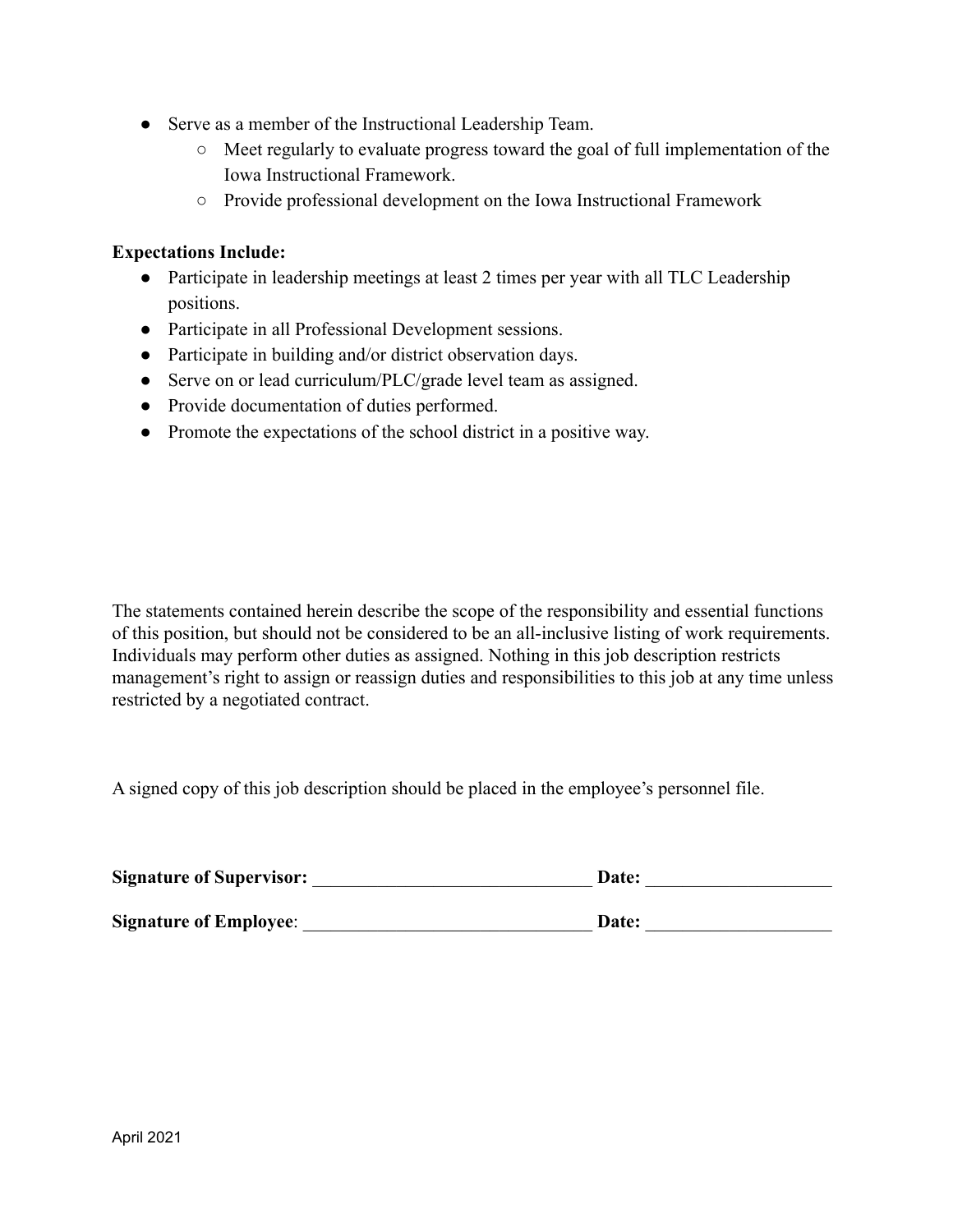- Serve as a member of the Instructional Leadership Team.
  - Meet regularly to evaluate progress toward the goal of full implementation of the Iowa Instructional Framework.
  - Provide professional development on the Iowa Instructional Framework

**Expectations Include:**

- Participate in leadership meetings at least 2 times per year with all TLC Leadership positions.
- Participate in all Professional Development sessions.
- Participate in building and/or district observation days.
- Serve on or lead curriculum/PLC/grade level team as assigned.
- Provide documentation of duties performed.
- Promote the expectations of the school district in a positive way.

The statements contained herein describe the scope of the responsibility and essential functions of this position, but should not be considered to be an all-inclusive listing of work requirements. Individuals may perform other duties as assigned. Nothing in this job description restricts management's right to assign or reassign duties and responsibilities to this job at any time unless restricted by a negotiated contract.

A signed copy of this job description should be placed in the employee's personnel file.

**Signature of Supervisor:** ______________________________ **Date:** ____________________

**Signature of Employee**: ______________________________ **Date:** ____________________

April 2021